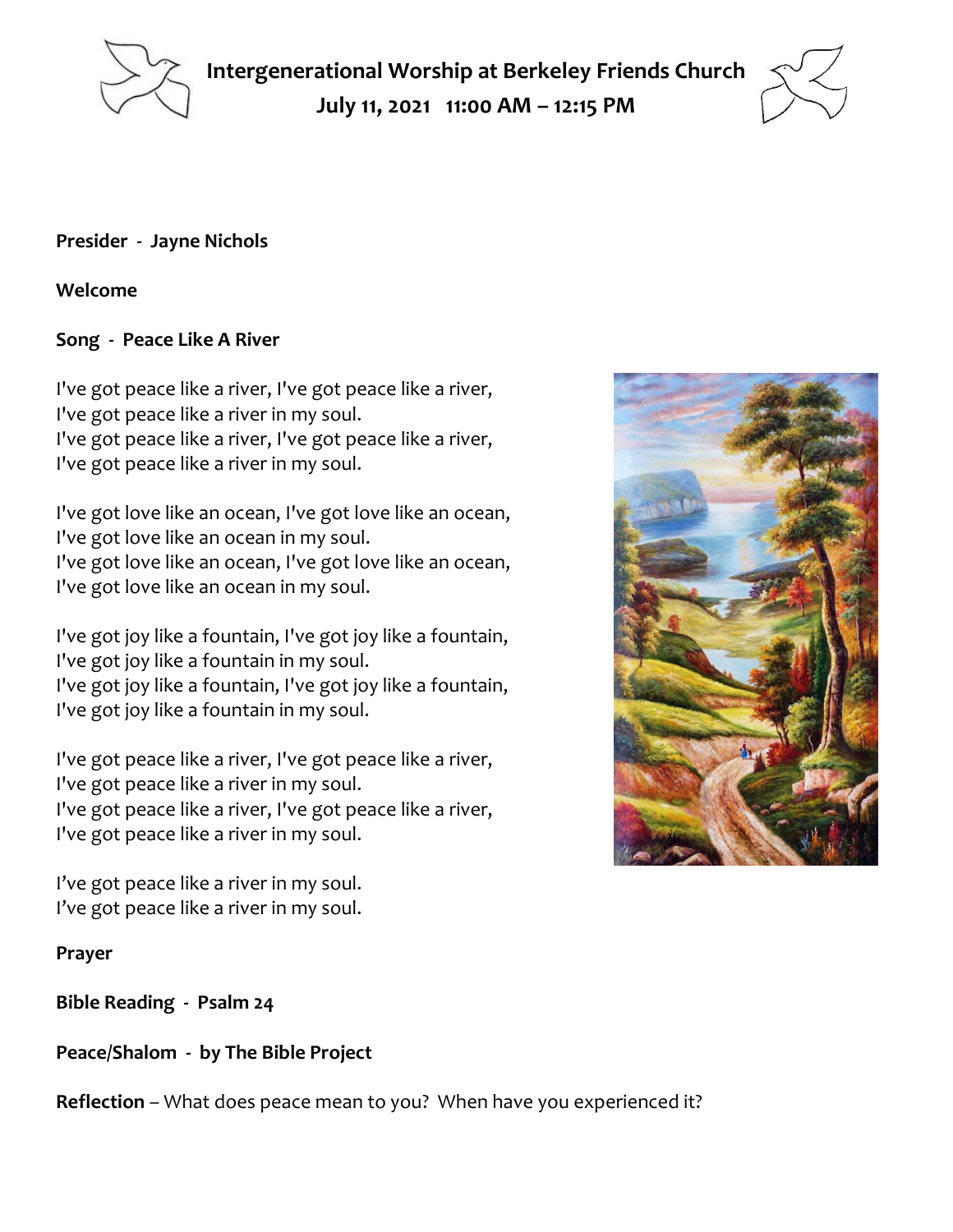# Intergenerational Worship at Berkeley Friends Church

**July 11, 2021   11:00 AM – 12:15 PM**

**Presider - Jayne Nichols**

**Welcome**

**Song - Peace Like A River**

I've got peace like a river, I've got peace like a river,
I've got peace like a river in my soul.
I've got peace like a river, I've got peace like a river,
I've got peace like a river in my soul.

I've got love like an ocean, I've got love like an ocean,
I've got love like an ocean in my soul.
I've got love like an ocean, I've got love like an ocean,
I've got love like an ocean in my soul.

I've got joy like a fountain, I've got joy like a fountain,
I've got joy like a fountain in my soul.
I've got joy like a fountain, I've got joy like a fountain,
I've got joy like a fountain in my soul.

I've got peace like a river, I've got peace like a river,
I've got peace like a river in my soul.
I've got peace like a river, I've got peace like a river,
I've got peace like a river in my soul.

I've got peace like a river in my soul.
I've got peace like a river in my soul.

**Prayer**

**Bible Reading - Psalm 24**

**Peace/Shalom - by The Bible Project**

**Reflection** – What does peace mean to you? When have you experienced it?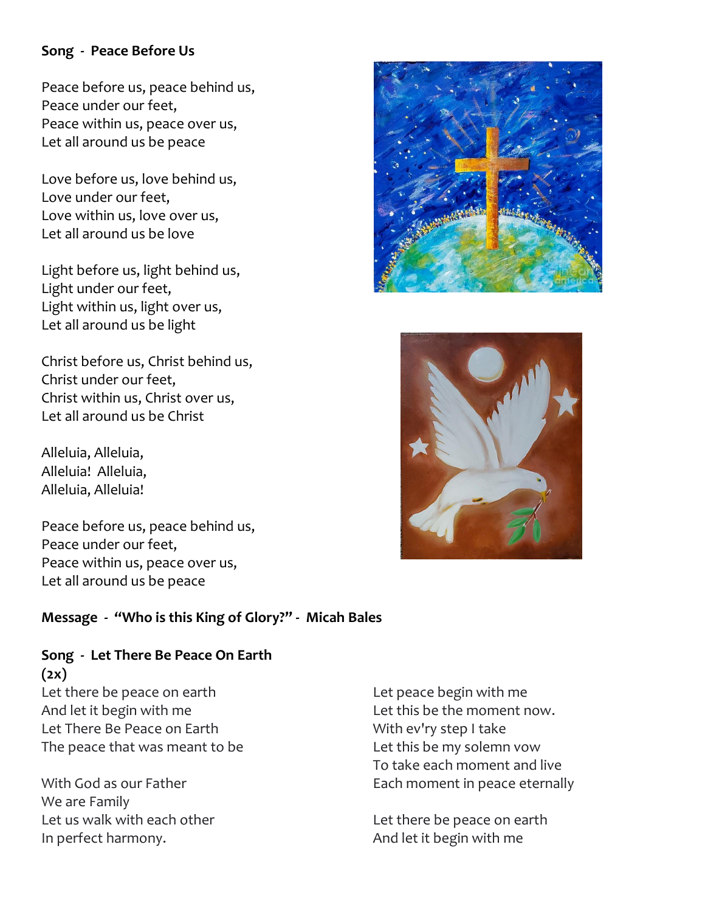**Song - Peace Before Us**

Peace before us, peace behind us,
Peace under our feet,
Peace within us, peace over us,
Let all around us be peace

Love before us, love behind us,
Love under our feet,
Love within us, love over us,
Let all around us be love

Light before us, light behind us,
Light under our feet,
Light within us, light over us,
Let all around us be light

Christ before us, Christ behind us,
Christ under our feet,
Christ within us, Christ over us,
Let all around us be Christ

Alleluia, Alleluia,
Alleluia! Alleluia,
Alleluia, Alleluia!

Peace before us, peace behind us,
Peace under our feet,
Peace within us, peace over us,
Let all around us be peace

**Message - "Who is this King of Glory?" - Micah Bales**

**Song - Let There Be Peace On Earth (2x)**

Let there be peace on earth
And let it begin with me
Let There Be Peace on Earth
The peace that was meant to be

With God as our Father
We are Family
Let us walk with each other
In perfect harmony.

Let peace begin with me
Let this be the moment now.
With ev'ry step I take
Let this be my solemn vow
To take each moment and live
Each moment in peace eternally

Let there be peace on earth
And let it begin with me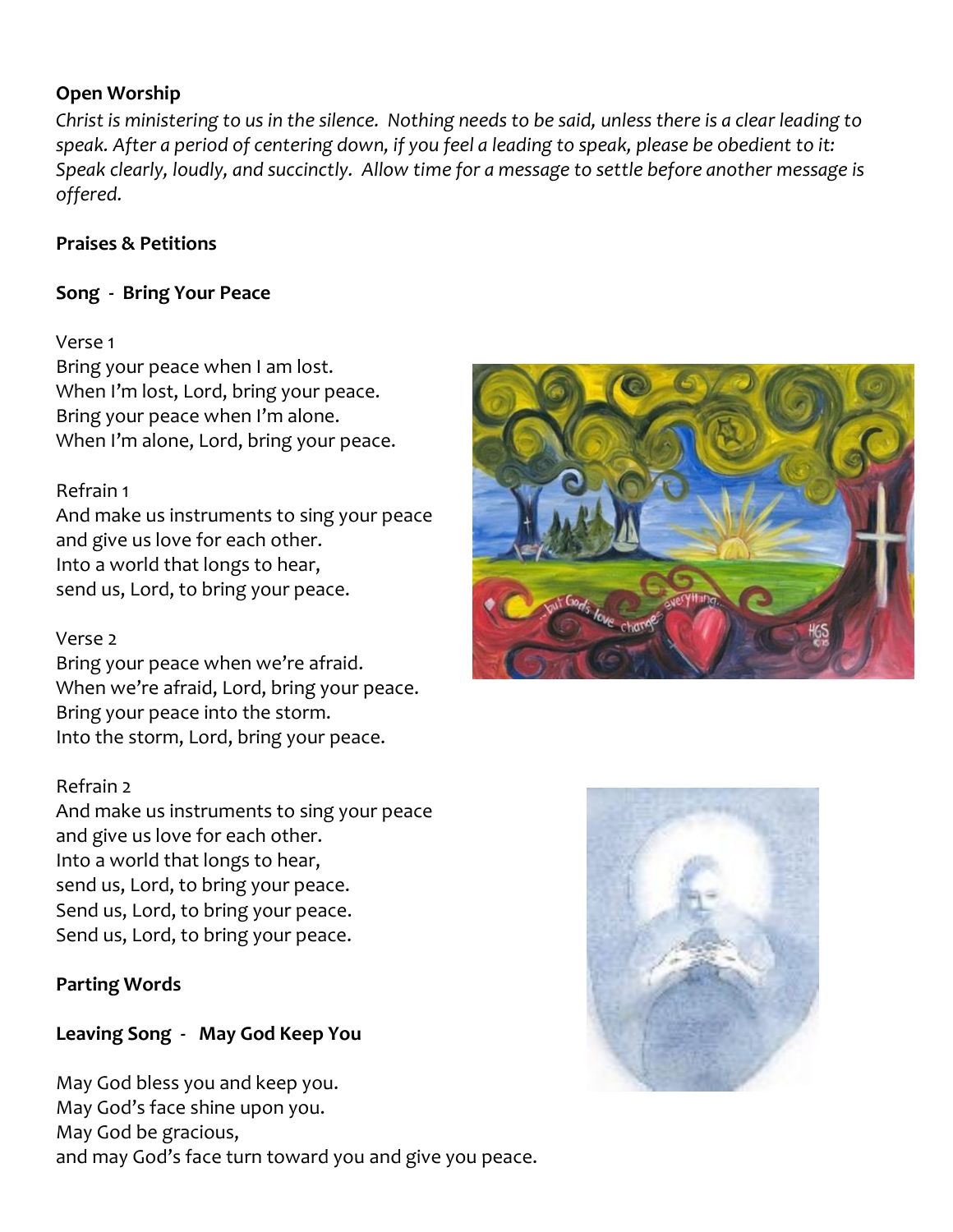**Open Worship**

*Christ is ministering to us in the silence. Nothing needs to be said, unless there is a clear leading to speak. After a period of centering down, if you feel a leading to speak, please be obedient to it: Speak clearly, loudly, and succinctly. Allow time for a message to settle before another message is offered.*

**Praises & Petitions**

**Song - Bring Your Peace**

Verse 1
Bring your peace when I am lost.
When I'm lost, Lord, bring your peace.
Bring your peace when I'm alone.
When I'm alone, Lord, bring your peace.

Refrain 1
And make us instruments to sing your peace
and give us love for each other.
Into a world that longs to hear,
send us, Lord, to bring your peace.

Verse 2
Bring your peace when we're afraid.
When we're afraid, Lord, bring your peace.
Bring your peace into the storm.
Into the storm, Lord, bring your peace.

Refrain 2
And make us instruments to sing your peace
and give us love for each other.
Into a world that longs to hear,
send us, Lord, to bring your peace.
Send us, Lord, to bring your peace.
Send us, Lord, to bring your peace.

**Parting Words**

**Leaving Song - May God Keep You**

May God bless you and keep you.
May God's face shine upon you.
May God be gracious,
and may God's face turn toward you and give you peace.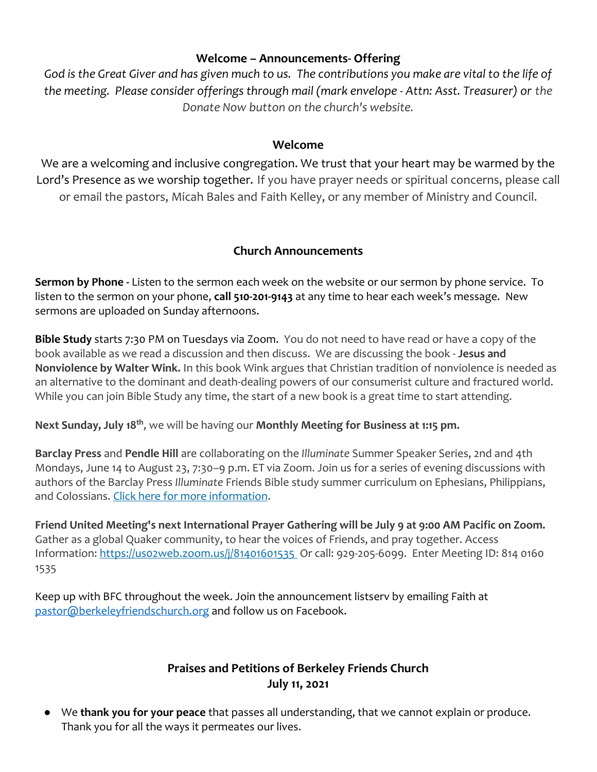**Welcome – Announcements- Offering**

*God is the Great Giver and has given much to us. The contributions you make are vital to the life of the meeting. Please consider offerings through mail (mark envelope - Attn: Asst. Treasurer) or the Donate Now button on the church's website.*

**Welcome**

We are a welcoming and inclusive congregation. We trust that your heart may be warmed by the Lord's Presence as we worship together. If you have prayer needs or spiritual concerns, please call or email the pastors, Micah Bales and Faith Kelley, or any member of Ministry and Council.

**Church Announcements**

**Sermon by Phone -** Listen to the sermon each week on the website or our sermon by phone service. To listen to the sermon on your phone, **call 510-201-9143** at any time to hear each week's message. New sermons are uploaded on Sunday afternoons.

**Bible Study** starts 7:30 PM on Tuesdays via Zoom. You do not need to have read or have a copy of the book available as we read a discussion and then discuss. We are discussing the book - **Jesus and Nonviolence by Walter Wink.** In this book Wink argues that Christian tradition of nonviolence is needed as an alternative to the dominant and death-dealing powers of our consumerist culture and fractured world. While you can join Bible Study any time, the start of a new book is a great time to start attending.

**Next Sunday, July 18th**, we will be having our **Monthly Meeting for Business at 1:15 pm.**

**Barclay Press** and **Pendle Hill** are collaborating on the *Illuminate* Summer Speaker Series, 2nd and 4th Mondays, June 14 to August 23, 7:30–9 p.m. ET via Zoom. Join us for a series of evening discussions with authors of the Barclay Press *Illuminate* Friends Bible study summer curriculum on Ephesians, Philippians, and Colossians. Click here for more information.

**Friend United Meeting's next International Prayer Gathering will be July 9 at 9:00 AM Pacific on Zoom.** Gather as a global Quaker community, to hear the voices of Friends, and pray together. Access Information: https://us02web.zoom.us/j/81401601535 Or call: 929-205-6099. Enter Meeting ID: 814 0160 1535

Keep up with BFC throughout the week. Join the announcement listserv by emailing Faith at pastor@berkeleyfriendschurch.org and follow us on Facebook.

**Praises and Petitions of Berkeley Friends Church**
**July 11, 2021**

- We **thank you for your peace** that passes all understanding, that we cannot explain or produce. Thank you for all the ways it permeates our lives.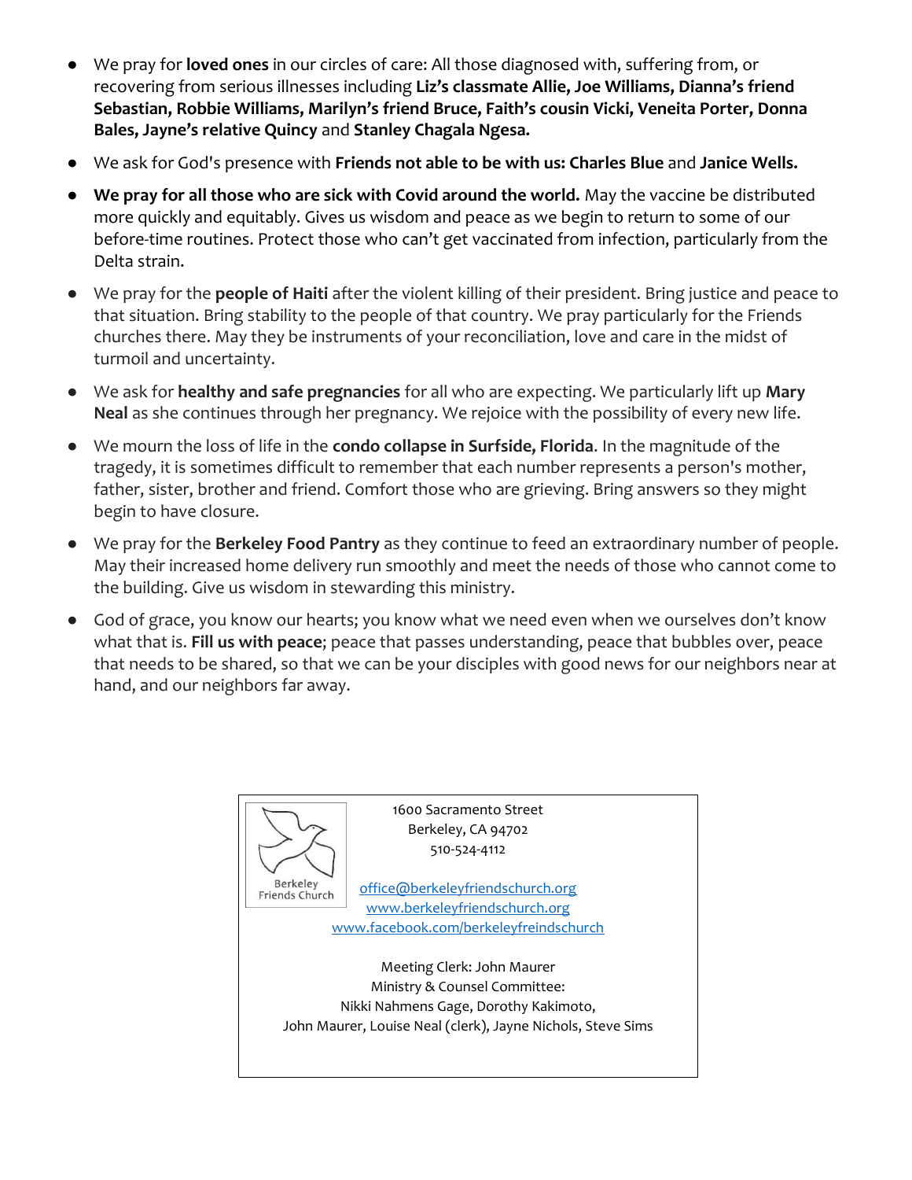- We pray for **loved ones** in our circles of care: All those diagnosed with, suffering from, or recovering from serious illnesses including **Liz's classmate Allie, Joe Williams, Dianna's friend Sebastian, Robbie Williams, Marilyn's friend Bruce, Faith's cousin Vicki, Veneita Porter, Donna Bales, Jayne's relative Quincy** and **Stanley Chagala Ngesa.**
- We ask for God's presence with **Friends not able to be with us: Charles Blue** and **Janice Wells.**
- **We pray for all those who are sick with Covid around the world.** May the vaccine be distributed more quickly and equitably. Gives us wisdom and peace as we begin to return to some of our before-time routines. Protect those who can't get vaccinated from infection, particularly from the Delta strain.
- We pray for the **people of Haiti** after the violent killing of their president. Bring justice and peace to that situation. Bring stability to the people of that country. We pray particularly for the Friends churches there. May they be instruments of your reconciliation, love and care in the midst of turmoil and uncertainty.
- We ask for **healthy and safe pregnancies** for all who are expecting. We particularly lift up **Mary Neal** as she continues through her pregnancy. We rejoice with the possibility of every new life.
- We mourn the loss of life in the **condo collapse in Surfside, Florida**. In the magnitude of the tragedy, it is sometimes difficult to remember that each number represents a person's mother, father, sister, brother and friend. Comfort those who are grieving. Bring answers so they might begin to have closure.
- We pray for the **Berkeley Food Pantry** as they continue to feed an extraordinary number of people. May their increased home delivery run smoothly and meet the needs of those who cannot come to the building. Give us wisdom in stewarding this ministry.
- God of grace, you know our hearts; you know what we need even when we ourselves don't know what that is. **Fill us with peace**; peace that passes understanding, peace that bubbles over, peace that needs to be shared, so that we can be your disciples with good news for our neighbors near at hand, and our neighbors far away.

Berkeley Friends Church

1600 Sacramento Street
Berkeley, CA 94702
510-524-4112

office@berkeleyfriendschurch.org
www.berkeleyfriendschurch.org
www.facebook.com/berkeleyfreindschurch

Meeting Clerk: John Maurer
Ministry & Counsel Committee:
Nikki Nahmens Gage, Dorothy Kakimoto,
John Maurer, Louise Neal (clerk), Jayne Nichols, Steve Sims